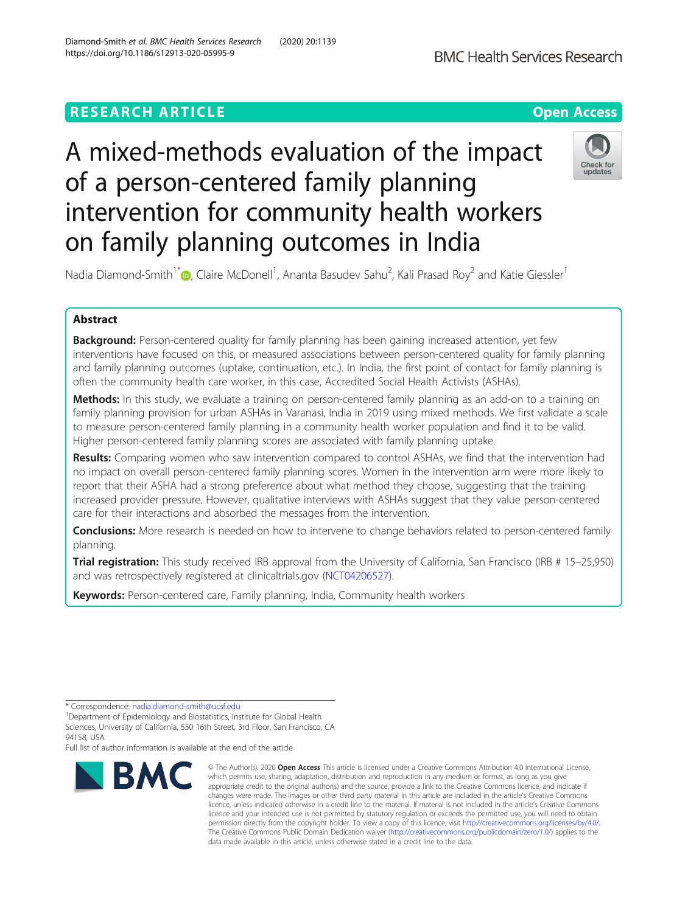RESEARCH ARTICLE

Open Access

# A mixed-methods evaluation of the impact of a person-centered family planning intervention for community health workers on family planning outcomes in India

Nadia Diamond-Smith[1*], Claire McDonell[1], Ananta Basudev Sahu[2], Kali Prasad Roy[2] and Katie Giessler[1]

## Abstract

**Background:** Person-centered quality for family planning has been gaining increased attention, yet few interventions have focused on this, or measured associations between person-centered quality for family planning and family planning outcomes (uptake, continuation, etc.). In India, the first point of contact for family planning is often the community health care worker, in this case, Accredited Social Health Activists (ASHAs).

**Methods:** In this study, we evaluate a training on person-centered family planning as an add-on to a training on family planning provision for urban ASHAs in Varanasi, India in 2019 using mixed methods. We first validate a scale to measure person-centered family planning in a community health worker population and find it to be valid. Higher person-centered family planning scores are associated with family planning uptake.

**Results:** Comparing women who saw intervention compared to control ASHAs, we find that the intervention had no impact on overall person-centered family planning scores. Women in the intervention arm were more likely to report that their ASHA had a strong preference about what method they choose, suggesting that the training increased provider pressure. However, qualitative interviews with ASHAs suggest that they value person-centered care for their interactions and absorbed the messages from the intervention.

**Conclusions:** More research is needed on how to intervene to change behaviors related to person-centered family planning.

**Trial registration:** This study received IRB approval from the University of California, San Francisco (IRB # 15–25,950) and was retrospectively registered at clinicaltrials.gov (NCT04206527).

**Keywords:** Person-centered care, Family planning, India, Community health workers

* Correspondence: nadia.diamond-smith@ucsf.edu
[1]Department of Epidemiology and Biostatistics, Institute for Global Health Sciences, University of California, 550 16th Street, 3rd Floor, San Francisco, CA 94158, USA
Full list of author information is available at the end of the article

© The Author(s). 2020 **Open Access** This article is licensed under a Creative Commons Attribution 4.0 International License, which permits use, sharing, adaptation, distribution and reproduction in any medium or format, as long as you give appropriate credit to the original author(s) and the source, provide a link to the Creative Commons licence, and indicate if changes were made. The images or other third party material in this article are included in the article's Creative Commons licence, unless indicated otherwise in a credit line to the material. If material is not included in the article's Creative Commons licence and your intended use is not permitted by statutory regulation or exceeds the permitted use, you will need to obtain permission directly from the copyright holder. To view a copy of this licence, visit http://creativecommons.org/licenses/by/4.0/. The Creative Commons Public Domain Dedication waiver (http://creativecommons.org/publicdomain/zero/1.0/) applies to the data made available in this article, unless otherwise stated in a credit line to the data.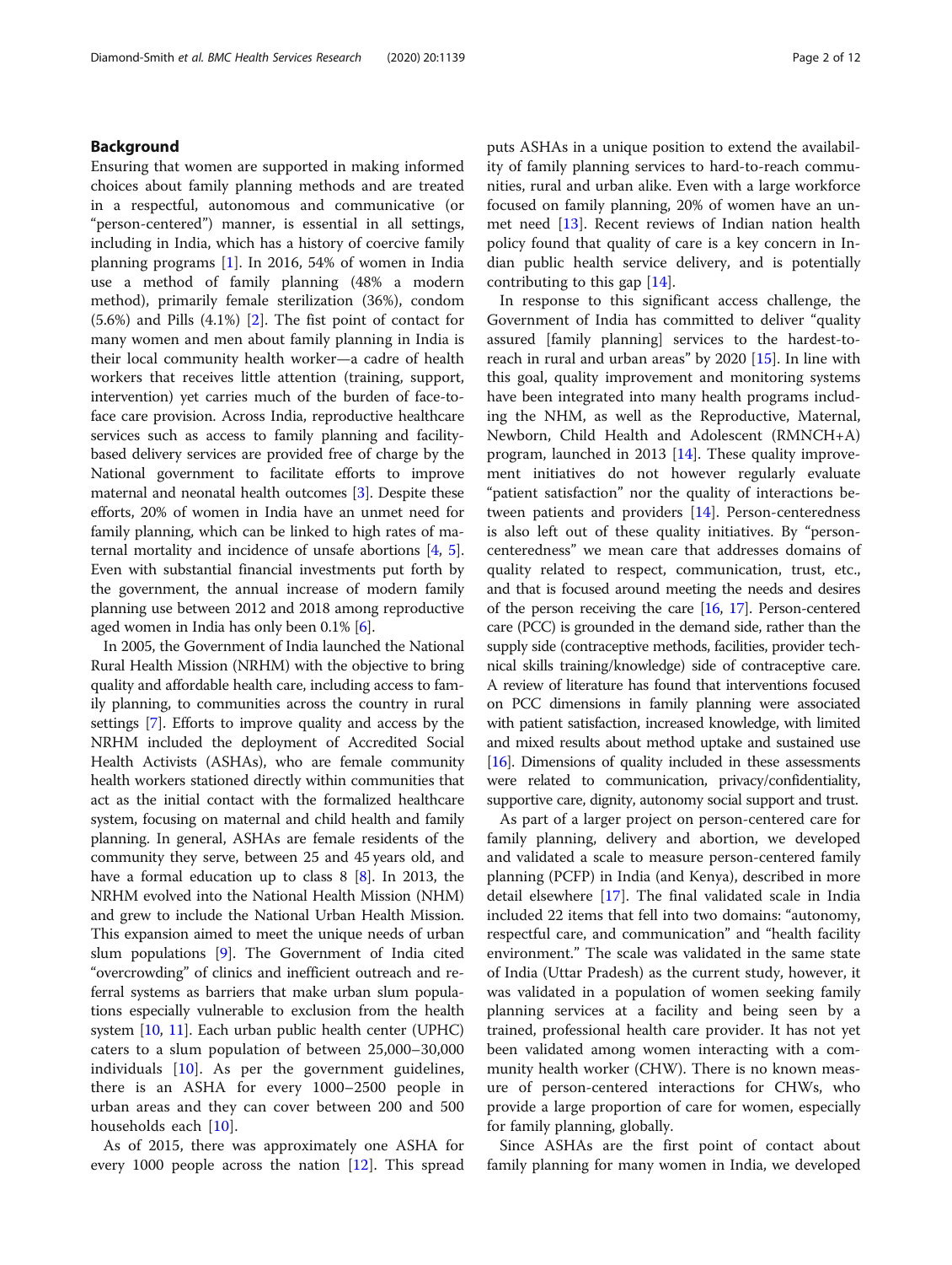## Background

Ensuring that women are supported in making informed choices about family planning methods and are treated in a respectful, autonomous and communicative (or "person-centered") manner, is essential in all settings, including in India, which has a history of coercive family planning programs [1]. In 2016, 54% of women in India use a method of family planning (48% a modern method), primarily female sterilization (36%), condom (5.6%) and Pills (4.1%) [2]. The fist point of contact for many women and men about family planning in India is their local community health worker—a cadre of health workers that receives little attention (training, support, intervention) yet carries much of the burden of face-to-face care provision. Across India, reproductive healthcare services such as access to family planning and facility-based delivery services are provided free of charge by the National government to facilitate efforts to improve maternal and neonatal health outcomes [3]. Despite these efforts, 20% of women in India have an unmet need for family planning, which can be linked to high rates of maternal mortality and incidence of unsafe abortions [4, 5]. Even with substantial financial investments put forth by the government, the annual increase of modern family planning use between 2012 and 2018 among reproductive aged women in India has only been 0.1% [6].

In 2005, the Government of India launched the National Rural Health Mission (NRHM) with the objective to bring quality and affordable health care, including access to family planning, to communities across the country in rural settings [7]. Efforts to improve quality and access by the NRHM included the deployment of Accredited Social Health Activists (ASHAs), who are female community health workers stationed directly within communities that act as the initial contact with the formalized healthcare system, focusing on maternal and child health and family planning. In general, ASHAs are female residents of the community they serve, between 25 and 45 years old, and have a formal education up to class 8 [8]. In 2013, the NRHM evolved into the National Health Mission (NHM) and grew to include the National Urban Health Mission. This expansion aimed to meet the unique needs of urban slum populations [9]. The Government of India cited "overcrowding" of clinics and inefficient outreach and referral systems as barriers that make urban slum populations especially vulnerable to exclusion from the health system [10, 11]. Each urban public health center (UPHC) caters to a slum population of between 25,000–30,000 individuals [10]. As per the government guidelines, there is an ASHA for every 1000–2500 people in urban areas and they can cover between 200 and 500 households each [10].

As of 2015, there was approximately one ASHA for every 1000 people across the nation [12]. This spread puts ASHAs in a unique position to extend the availability of family planning services to hard-to-reach communities, rural and urban alike. Even with a large workforce focused on family planning, 20% of women have an unmet need [13]. Recent reviews of Indian nation health policy found that quality of care is a key concern in Indian public health service delivery, and is potentially contributing to this gap [14].

In response to this significant access challenge, the Government of India has committed to deliver "quality assured [family planning] services to the hardest-to-reach in rural and urban areas" by 2020 [15]. In line with this goal, quality improvement and monitoring systems have been integrated into many health programs including the NHM, as well as the Reproductive, Maternal, Newborn, Child Health and Adolescent (RMNCH+A) program, launched in 2013 [14]. These quality improvement initiatives do not however regularly evaluate "patient satisfaction" nor the quality of interactions between patients and providers [14]. Person-centeredness is also left out of these quality initiatives. By "person-centeredness" we mean care that addresses domains of quality related to respect, communication, trust, etc., and that is focused around meeting the needs and desires of the person receiving the care [16, 17]. Person-centered care (PCC) is grounded in the demand side, rather than the supply side (contraceptive methods, facilities, provider technical skills training/knowledge) side of contraceptive care. A review of literature has found that interventions focused on PCC dimensions in family planning were associated with patient satisfaction, increased knowledge, with limited and mixed results about method uptake and sustained use [16]. Dimensions of quality included in these assessments were related to communication, privacy/confidentiality, supportive care, dignity, autonomy social support and trust.

As part of a larger project on person-centered care for family planning, delivery and abortion, we developed and validated a scale to measure person-centered family planning (PCFP) in India (and Kenya), described in more detail elsewhere [17]. The final validated scale in India included 22 items that fell into two domains: "autonomy, respectful care, and communication" and "health facility environment." The scale was validated in the same state of India (Uttar Pradesh) as the current study, however, it was validated in a population of women seeking family planning services at a facility and being seen by a trained, professional health care provider. It has not yet been validated among women interacting with a community health worker (CHW). There is no known measure of person-centered interactions for CHWs, who provide a large proportion of care for women, especially for family planning, globally.

Since ASHAs are the first point of contact about family planning for many women in India, we developed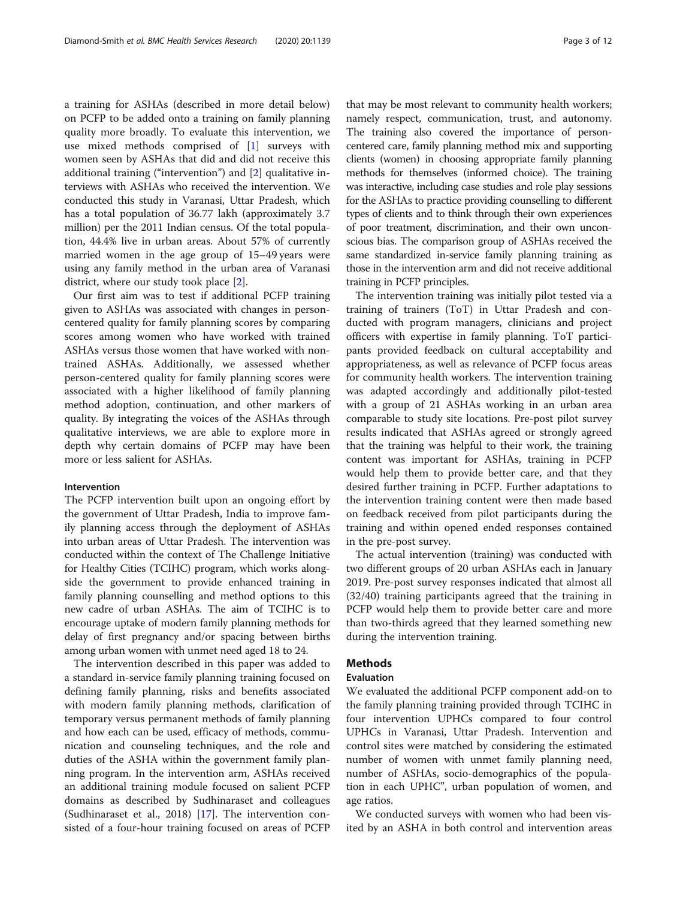a training for ASHAs (described in more detail below) on PCFP to be added onto a training on family planning quality more broadly. To evaluate this intervention, we use mixed methods comprised of [1] surveys with women seen by ASHAs that did and did not receive this additional training ("intervention") and [2] qualitative interviews with ASHAs who received the intervention. We conducted this study in Varanasi, Uttar Pradesh, which has a total population of 36.77 lakh (approximately 3.7 million) per the 2011 Indian census. Of the total population, 44.4% live in urban areas. About 57% of currently married women in the age group of 15–49 years were using any family method in the urban area of Varanasi district, where our study took place [2].

Our first aim was to test if additional PCFP training given to ASHAs was associated with changes in person-centered quality for family planning scores by comparing scores among women who have worked with trained ASHAs versus those women that have worked with non-trained ASHAs. Additionally, we assessed whether person-centered quality for family planning scores were associated with a higher likelihood of family planning method adoption, continuation, and other markers of quality. By integrating the voices of the ASHAs through qualitative interviews, we are able to explore more in depth why certain domains of PCFP may have been more or less salient for ASHAs.

### Intervention

The PCFP intervention built upon an ongoing effort by the government of Uttar Pradesh, India to improve family planning access through the deployment of ASHAs into urban areas of Uttar Pradesh. The intervention was conducted within the context of The Challenge Initiative for Healthy Cities (TCIHC) program, which works alongside the government to provide enhanced training in family planning counselling and method options to this new cadre of urban ASHAs. The aim of TCIHC is to encourage uptake of modern family planning methods for delay of first pregnancy and/or spacing between births among urban women with unmet need aged 18 to 24.

The intervention described in this paper was added to a standard in-service family planning training focused on defining family planning, risks and benefits associated with modern family planning methods, clarification of temporary versus permanent methods of family planning and how each can be used, efficacy of methods, communication and counseling techniques, and the role and duties of the ASHA within the government family planning program. In the intervention arm, ASHAs received an additional training module focused on salient PCFP domains as described by Sudhinaraset and colleagues (Sudhinaraset et al., 2018) [17]. The intervention consisted of a four-hour training focused on areas of PCFP that may be most relevant to community health workers; namely respect, communication, trust, and autonomy. The training also covered the importance of person-centered care, family planning method mix and supporting clients (women) in choosing appropriate family planning methods for themselves (informed choice). The training was interactive, including case studies and role play sessions for the ASHAs to practice providing counselling to different types of clients and to think through their own experiences of poor treatment, discrimination, and their own unconscious bias. The comparison group of ASHAs received the same standardized in-service family planning training as those in the intervention arm and did not receive additional training in PCFP principles.

The intervention training was initially pilot tested via a training of trainers (ToT) in Uttar Pradesh and conducted with program managers, clinicians and project officers with expertise in family planning. ToT participants provided feedback on cultural acceptability and appropriateness, as well as relevance of PCFP focus areas for community health workers. The intervention training was adapted accordingly and additionally pilot-tested with a group of 21 ASHAs working in an urban area comparable to study site locations. Pre-post pilot survey results indicated that ASHAs agreed or strongly agreed that the training was helpful to their work, the training content was important for ASHAs, training in PCFP would help them to provide better care, and that they desired further training in PCFP. Further adaptations to the intervention training content were then made based on feedback received from pilot participants during the training and within opened ended responses contained in the pre-post survey.

The actual intervention (training) was conducted with two different groups of 20 urban ASHAs each in January 2019. Pre-post survey responses indicated that almost all (32/40) training participants agreed that the training in PCFP would help them to provide better care and more than two-thirds agreed that they learned something new during the intervention training.

## Methods

### Evaluation

We evaluated the additional PCFP component add-on to the family planning training provided through TCIHC in four intervention UPHCs compared to four control UPHCs in Varanasi, Uttar Pradesh. Intervention and control sites were matched by considering the estimated number of women with unmet family planning need, number of ASHAs, socio-demographics of the population in each UPHC", urban population of women, and age ratios.

We conducted surveys with women who had been visited by an ASHA in both control and intervention areas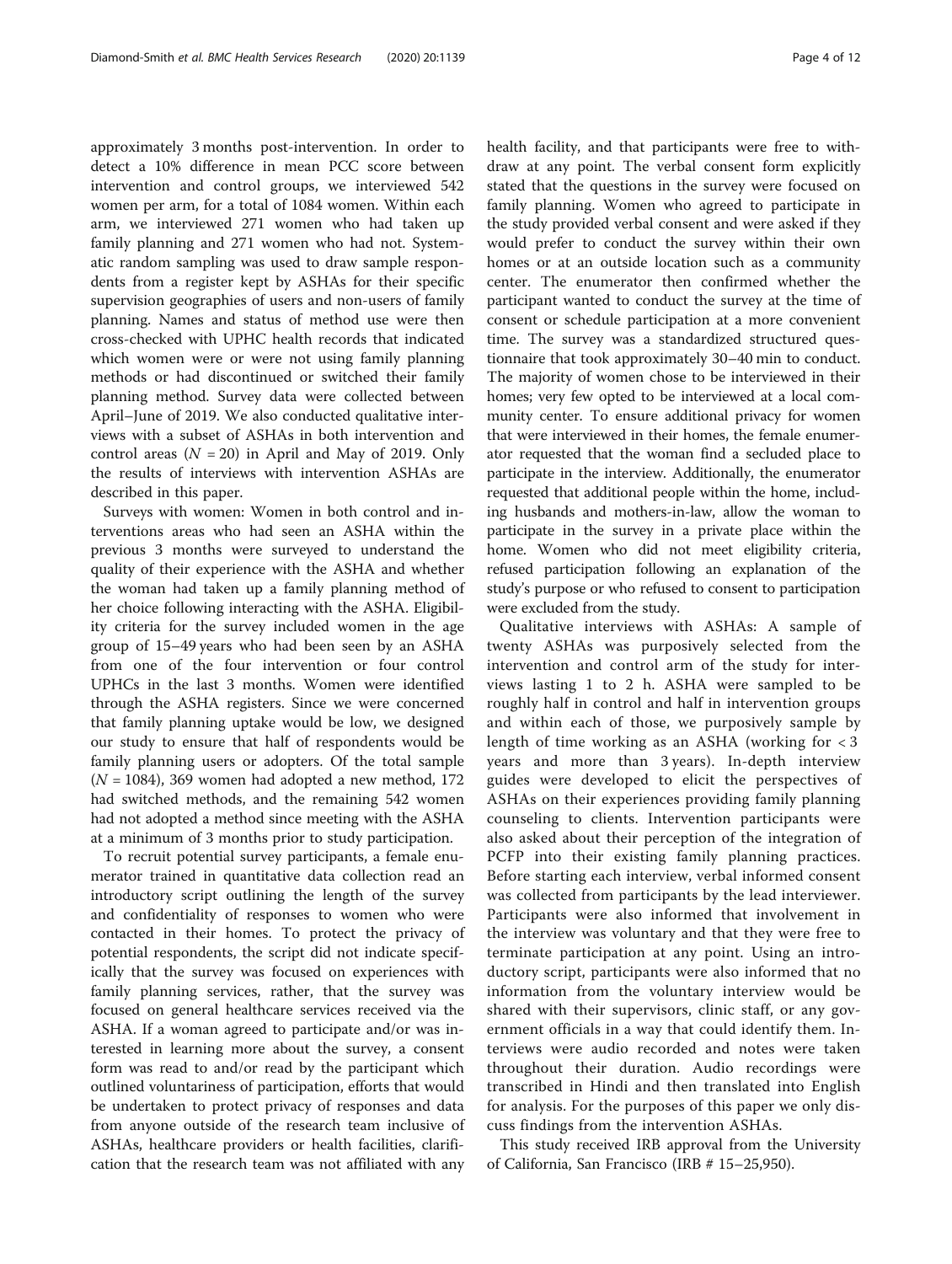approximately 3 months post-intervention. In order to detect a 10% difference in mean PCC score between intervention and control groups, we interviewed 542 women per arm, for a total of 1084 women. Within each arm, we interviewed 271 women who had taken up family planning and 271 women who had not. Systematic random sampling was used to draw sample respondents from a register kept by ASHAs for their specific supervision geographies of users and non-users of family planning. Names and status of method use were then cross-checked with UPHC health records that indicated which women were or were not using family planning methods or had discontinued or switched their family planning method. Survey data were collected between April–June of 2019. We also conducted qualitative interviews with a subset of ASHAs in both intervention and control areas ($N = 20$) in April and May of 2019. Only the results of interviews with intervention ASHAs are described in this paper.

Surveys with women: Women in both control and interventions areas who had seen an ASHA within the previous 3 months were surveyed to understand the quality of their experience with the ASHA and whether the woman had taken up a family planning method of her choice following interacting with the ASHA. Eligibility criteria for the survey included women in the age group of 15–49 years who had been seen by an ASHA from one of the four intervention or four control UPHCs in the last 3 months. Women were identified through the ASHA registers. Since we were concerned that family planning uptake would be low, we designed our study to ensure that half of respondents would be family planning users or adopters. Of the total sample ($N = 1084$), 369 women had adopted a new method, 172 had switched methods, and the remaining 542 women had not adopted a method since meeting with the ASHA at a minimum of 3 months prior to study participation.

To recruit potential survey participants, a female enumerator trained in quantitative data collection read an introductory script outlining the length of the survey and confidentiality of responses to women who were contacted in their homes. To protect the privacy of potential respondents, the script did not indicate specifically that the survey was focused on experiences with family planning services, rather, that the survey was focused on general healthcare services received via the ASHA. If a woman agreed to participate and/or was interested in learning more about the survey, a consent form was read to and/or read by the participant which outlined voluntariness of participation, efforts that would be undertaken to protect privacy of responses and data from anyone outside of the research team inclusive of ASHAs, healthcare providers or health facilities, clarification that the research team was not affiliated with any health facility, and that participants were free to withdraw at any point. The verbal consent form explicitly stated that the questions in the survey were focused on family planning. Women who agreed to participate in the study provided verbal consent and were asked if they would prefer to conduct the survey within their own homes or at an outside location such as a community center. The enumerator then confirmed whether the participant wanted to conduct the survey at the time of consent or schedule participation at a more convenient time. The survey was a standardized structured questionnaire that took approximately 30–40 min to conduct. The majority of women chose to be interviewed in their homes; very few opted to be interviewed at a local community center. To ensure additional privacy for women that were interviewed in their homes, the female enumerator requested that the woman find a secluded place to participate in the interview. Additionally, the enumerator requested that additional people within the home, including husbands and mothers-in-law, allow the woman to participate in the survey in a private place within the home. Women who did not meet eligibility criteria, refused participation following an explanation of the study's purpose or who refused to consent to participation were excluded from the study.

Qualitative interviews with ASHAs: A sample of twenty ASHAs was purposively selected from the intervention and control arm of the study for interviews lasting 1 to 2 h. ASHA were sampled to be roughly half in control and half in intervention groups and within each of those, we purposively sample by length of time working as an ASHA (working for $< 3$ years and more than 3 years). In-depth interview guides were developed to elicit the perspectives of ASHAs on their experiences providing family planning counseling to clients. Intervention participants were also asked about their perception of the integration of PCFP into their existing family planning practices. Before starting each interview, verbal informed consent was collected from participants by the lead interviewer. Participants were also informed that involvement in the interview was voluntary and that they were free to terminate participation at any point. Using an introductory script, participants were also informed that no information from the voluntary interview would be shared with their supervisors, clinic staff, or any government officials in a way that could identify them. Interviews were audio recorded and notes were taken throughout their duration. Audio recordings were transcribed in Hindi and then translated into English for analysis. For the purposes of this paper we only discuss findings from the intervention ASHAs.

This study received IRB approval from the University of California, San Francisco (IRB # 15–25,950).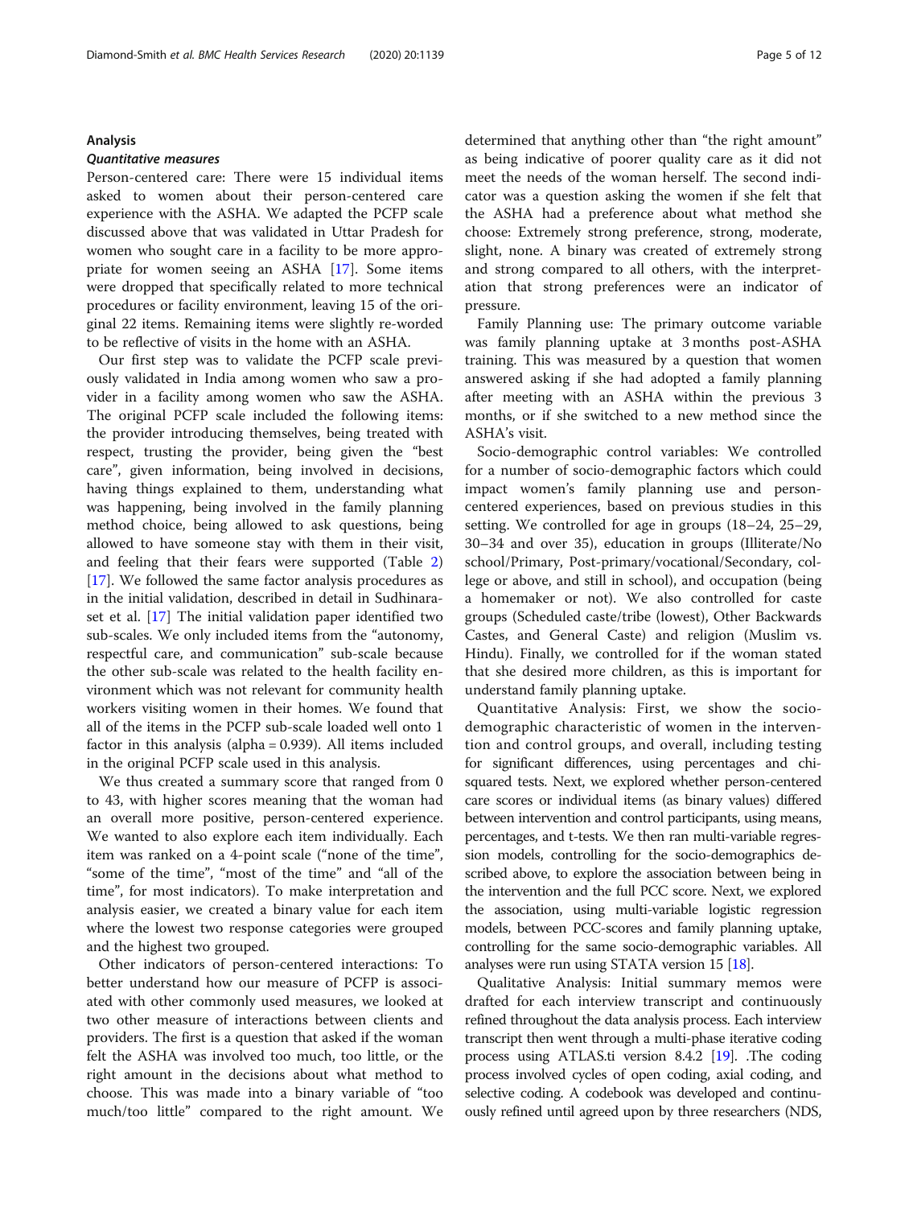## Analysis

### *Quantitative measures*

Person-centered care: There were 15 individual items asked to women about their person-centered care experience with the ASHA. We adapted the PCFP scale discussed above that was validated in Uttar Pradesh for women who sought care in a facility to be more appropriate for women seeing an ASHA [17]. Some items were dropped that specifically related to more technical procedures or facility environment, leaving 15 of the original 22 items. Remaining items were slightly re-worded to be reflective of visits in the home with an ASHA.

Our first step was to validate the PCFP scale previously validated in India among women who saw a provider in a facility among women who saw the ASHA. The original PCFP scale included the following items: the provider introducing themselves, being treated with respect, trusting the provider, being given the "best care", given information, being involved in decisions, having things explained to them, understanding what was happening, being involved in the family planning method choice, being allowed to ask questions, being allowed to have someone stay with them in their visit, and feeling that their fears were supported (Table 2) [17]. We followed the same factor analysis procedures as in the initial validation, described in detail in Sudhinaraset et al. [17] The initial validation paper identified two sub-scales. We only included items from the "autonomy, respectful care, and communication" sub-scale because the other sub-scale was related to the health facility environment which was not relevant for community health workers visiting women in their homes. We found that all of the items in the PCFP sub-scale loaded well onto 1 factor in this analysis (alpha = 0.939). All items included in the original PCFP scale used in this analysis.

We thus created a summary score that ranged from 0 to 43, with higher scores meaning that the woman had an overall more positive, person-centered experience. We wanted to also explore each item individually. Each item was ranked on a 4-point scale ("none of the time", "some of the time", "most of the time" and "all of the time", for most indicators). To make interpretation and analysis easier, we created a binary value for each item where the lowest two response categories were grouped and the highest two grouped.

Other indicators of person-centered interactions: To better understand how our measure of PCFP is associated with other commonly used measures, we looked at two other measure of interactions between clients and providers. The first is a question that asked if the woman felt the ASHA was involved too much, too little, or the right amount in the decisions about what method to choose. This was made into a binary variable of "too much/too little" compared to the right amount. We determined that anything other than "the right amount" as being indicative of poorer quality care as it did not meet the needs of the woman herself. The second indicator was a question asking the women if she felt that the ASHA had a preference about what method she choose: Extremely strong preference, strong, moderate, slight, none. A binary was created of extremely strong and strong compared to all others, with the interpretation that strong preferences were an indicator of pressure.

Family Planning use: The primary outcome variable was family planning uptake at 3 months post-ASHA training. This was measured by a question that women answered asking if she had adopted a family planning after meeting with an ASHA within the previous 3 months, or if she switched to a new method since the ASHA's visit.

Socio-demographic control variables: We controlled for a number of socio-demographic factors which could impact women's family planning use and person-centered experiences, based on previous studies in this setting. We controlled for age in groups (18–24, 25–29, 30–34 and over 35), education in groups (Illiterate/No school/Primary, Post-primary/vocational/Secondary, college or above, and still in school), and occupation (being a homemaker or not). We also controlled for caste groups (Scheduled caste/tribe (lowest), Other Backwards Castes, and General Caste) and religion (Muslim vs. Hindu). Finally, we controlled for if the woman stated that she desired more children, as this is important for understand family planning uptake.

Quantitative Analysis: First, we show the socio-demographic characteristic of women in the intervention and control groups, and overall, including testing for significant differences, using percentages and chi-squared tests. Next, we explored whether person-centered care scores or individual items (as binary values) differed between intervention and control participants, using means, percentages, and t-tests. We then ran multi-variable regression models, controlling for the socio-demographics described above, to explore the association between being in the intervention and the full PCC score. Next, we explored the association, using multi-variable logistic regression models, between PCC-scores and family planning uptake, controlling for the same socio-demographic variables. All analyses were run using STATA version 15 [18].

Qualitative Analysis: Initial summary memos were drafted for each interview transcript and continuously refined throughout the data analysis process. Each interview transcript then went through a multi-phase iterative coding process using ATLAS.ti version 8.4.2 [19]. .The coding process involved cycles of open coding, axial coding, and selective coding. A codebook was developed and continuously refined until agreed upon by three researchers (NDS,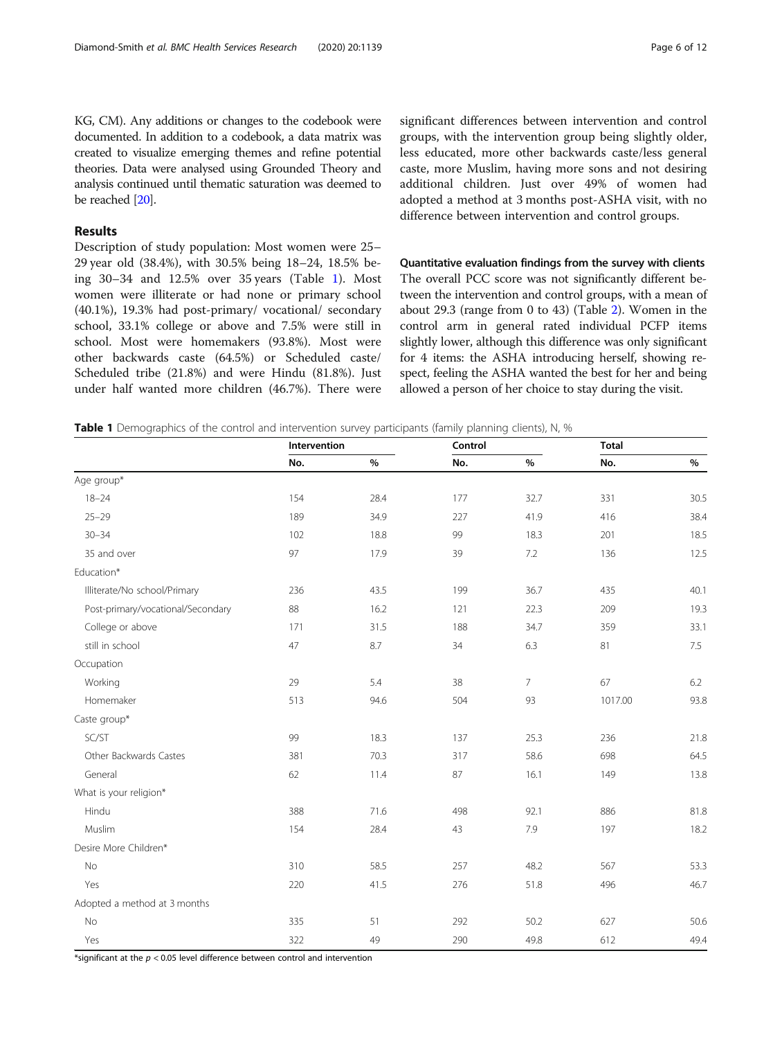KG, CM). Any additions or changes to the codebook were documented. In addition to a codebook, a data matrix was created to visualize emerging themes and refine potential theories. Data were analysed using Grounded Theory and analysis continued until thematic saturation was deemed to be reached [20].

## Results

Description of study population: Most women were 25–29 year old (38.4%), with 30.5% being 18–24, 18.5% being 30–34 and 12.5% over 35 years (Table 1). Most women were illiterate or had none or primary school (40.1%), 19.3% had post-primary/ vocational/ secondary school, 33.1% college or above and 7.5% were still in school. Most were homemakers (93.8%). Most were other backwards caste (64.5%) or Scheduled caste/ Scheduled tribe (21.8%) and were Hindu (81.8%). Just under half wanted more children (46.7%). There were significant differences between intervention and control groups, with the intervention group being slightly older, less educated, more other backwards caste/less general caste, more Muslim, having more sons and not desiring additional children. Just over 49% of women had adopted a method at 3 months post-ASHA visit, with no difference between intervention and control groups.

### Quantitative evaluation findings from the survey with clients

The overall PCC score was not significantly different between the intervention and control groups, with a mean of about 29.3 (range from 0 to 43) (Table 2). Women in the control arm in general rated individual PCFP items slightly lower, although this difference was only significant for 4 items: the ASHA introducing herself, showing respect, feeling the ASHA wanted the best for her and being allowed a person of her choice to stay during the visit.

**Table 1** Demographics of the control and intervention survey participants (family planning clients), N, %

| | Intervention | | Control | | Total | |
|---|---|---|---|---|---|---|
| | No. | % | No. | % | No. | % |
| Age group* | | | | | | |
| 18–24 | 154 | 28.4 | 177 | 32.7 | 331 | 30.5 |
| 25–29 | 189 | 34.9 | 227 | 41.9 | 416 | 38.4 |
| 30–34 | 102 | 18.8 | 99 | 18.3 | 201 | 18.5 |
| 35 and over | 97 | 17.9 | 39 | 7.2 | 136 | 12.5 |
| Education* | | | | | | |
| Illiterate/No school/Primary | 236 | 43.5 | 199 | 36.7 | 435 | 40.1 |
| Post-primary/vocational/Secondary | 88 | 16.2 | 121 | 22.3 | 209 | 19.3 |
| College or above | 171 | 31.5 | 188 | 34.7 | 359 | 33.1 |
| still in school | 47 | 8.7 | 34 | 6.3 | 81 | 7.5 |
| Occupation | | | | | | |
| Working | 29 | 5.4 | 38 | 7 | 67 | 6.2 |
| Homemaker | 513 | 94.6 | 504 | 93 | 1017.00 | 93.8 |
| Caste group* | | | | | | |
| SC/ST | 99 | 18.3 | 137 | 25.3 | 236 | 21.8 |
| Other Backwards Castes | 381 | 70.3 | 317 | 58.6 | 698 | 64.5 |
| General | 62 | 11.4 | 87 | 16.1 | 149 | 13.8 |
| What is your religion* | | | | | | |
| Hindu | 388 | 71.6 | 498 | 92.1 | 886 | 81.8 |
| Muslim | 154 | 28.4 | 43 | 7.9 | 197 | 18.2 |
| Desire More Children* | | | | | | |
| No | 310 | 58.5 | 257 | 48.2 | 567 | 53.3 |
| Yes | 220 | 41.5 | 276 | 51.8 | 496 | 46.7 |
| Adopted a method at 3 months | | | | | | |
| No | 335 | 51 | 292 | 50.2 | 627 | 50.6 |
| Yes | 322 | 49 | 290 | 49.8 | 612 | 49.4 |

*significant at the $p < 0.05$ level difference between control and intervention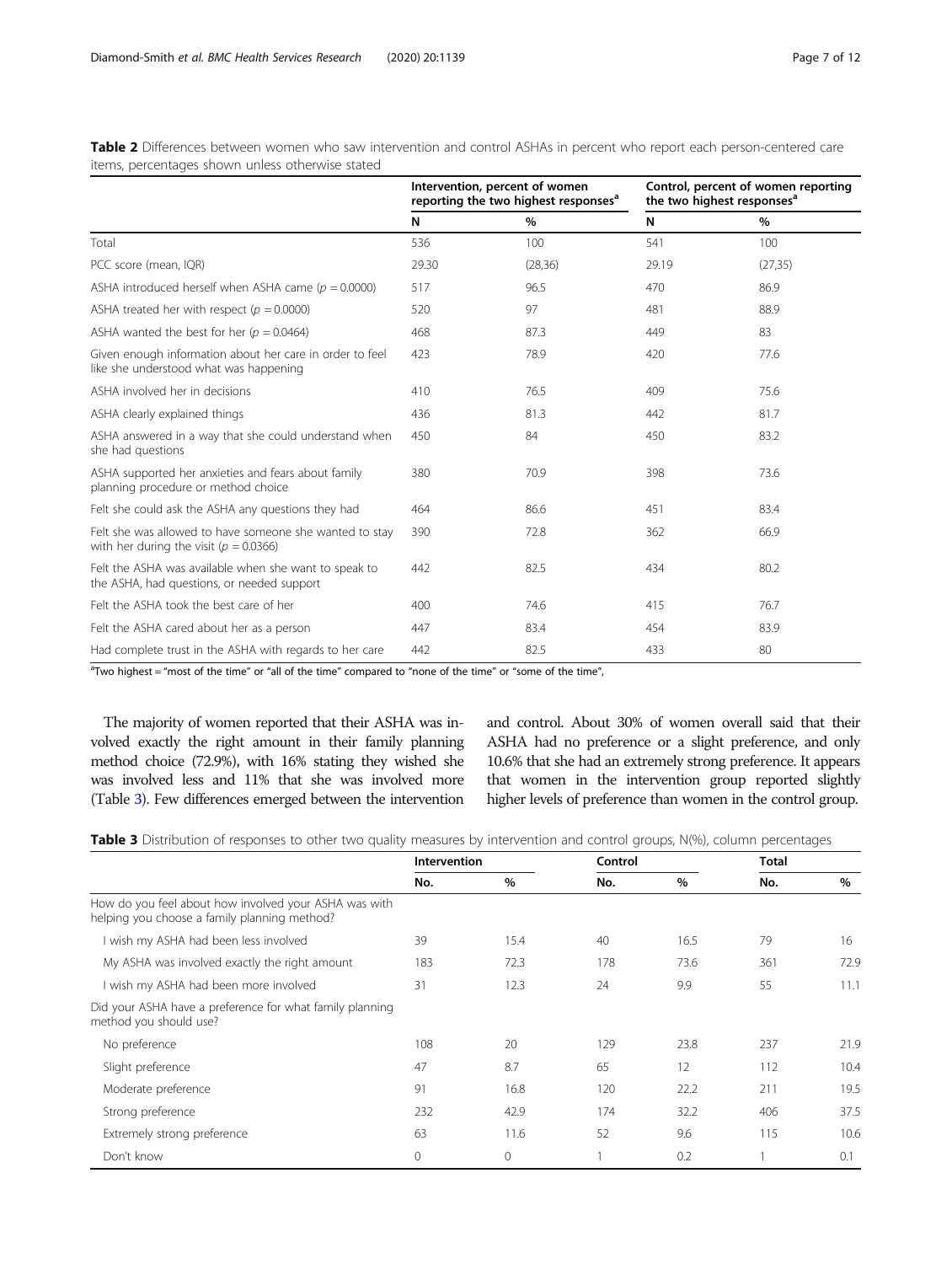**Table 2** Differences between women who saw intervention and control ASHAs in percent who report each person-centered care items, percentages shown unless otherwise stated

| | Intervention, percent of women reporting the two highest responses[a] | | Control, percent of women reporting the two highest responses[a] | |
|---|---|---|---|---|
| | N | % | N | % |
| Total | 536 | 100 | 541 | 100 |
| PCC score (mean, IQR) | 29.30 | (28,36) | 29.19 | (27,35) |
| ASHA introduced herself when ASHA came ($p = 0.0000$) | 517 | 96.5 | 470 | 86.9 |
| ASHA treated her with respect ($p = 0.0000$) | 520 | 97 | 481 | 88.9 |
| ASHA wanted the best for her ($p = 0.0464$) | 468 | 87.3 | 449 | 83 |
| Given enough information about her care in order to feel like she understood what was happening | 423 | 78.9 | 420 | 77.6 |
| ASHA involved her in decisions | 410 | 76.5 | 409 | 75.6 |
| ASHA clearly explained things | 436 | 81.3 | 442 | 81.7 |
| ASHA answered in a way that she could understand when she had questions | 450 | 84 | 450 | 83.2 |
| ASHA supported her anxieties and fears about family planning procedure or method choice | 380 | 70.9 | 398 | 73.6 |
| Felt she could ask the ASHA any questions they had | 464 | 86.6 | 451 | 83.4 |
| Felt she was allowed to have someone she wanted to stay with her during the visit ($p = 0.0366$) | 390 | 72.8 | 362 | 66.9 |
| Felt the ASHA was available when she want to speak to the ASHA, had questions, or needed support | 442 | 82.5 | 434 | 80.2 |
| Felt the ASHA took the best care of her | 400 | 74.6 | 415 | 76.7 |
| Felt the ASHA cared about her as a person | 447 | 83.4 | 454 | 83.9 |
| Had complete trust in the ASHA with regards to her care | 442 | 82.5 | 433 | 80 |

[a]Two highest = "most of the time" or "all of the time" compared to "none of the time" or "some of the time",

The majority of women reported that their ASHA was involved exactly the right amount in their family planning method choice (72.9%), with 16% stating they wished she was involved less and 11% that she was involved more (Table 3). Few differences emerged between the intervention and control. About 30% of women overall said that their ASHA had no preference or a slight preference, and only 10.6% that she had an extremely strong preference. It appears that women in the intervention group reported slightly higher levels of preference than women in the control group.

**Table 3** Distribution of responses to other two quality measures by intervention and control groups, N(%), column percentages

| | Intervention | | Control | | Total | |
|---|---|---|---|---|---|---|
| | No. | % | No. | % | No. | % |
| How do you feel about how involved your ASHA was with helping you choose a family planning method? | | | | | | |
| I wish my ASHA had been less involved | 39 | 15.4 | 40 | 16.5 | 79 | 16 |
| My ASHA was involved exactly the right amount | 183 | 72.3 | 178 | 73.6 | 361 | 72.9 |
| I wish my ASHA had been more involved | 31 | 12.3 | 24 | 9.9 | 55 | 11.1 |
| Did your ASHA have a preference for what family planning method you should use? | | | | | | |
| No preference | 108 | 20 | 129 | 23.8 | 237 | 21.9 |
| Slight preference | 47 | 8.7 | 65 | 12 | 112 | 10.4 |
| Moderate preference | 91 | 16.8 | 120 | 22.2 | 211 | 19.5 |
| Strong preference | 232 | 42.9 | 174 | 32.2 | 406 | 37.5 |
| Extremely strong preference | 63 | 11.6 | 52 | 9.6 | 115 | 10.6 |
| Don't know | 0 | 0 | 1 | 0.2 | 1 | 0.1 |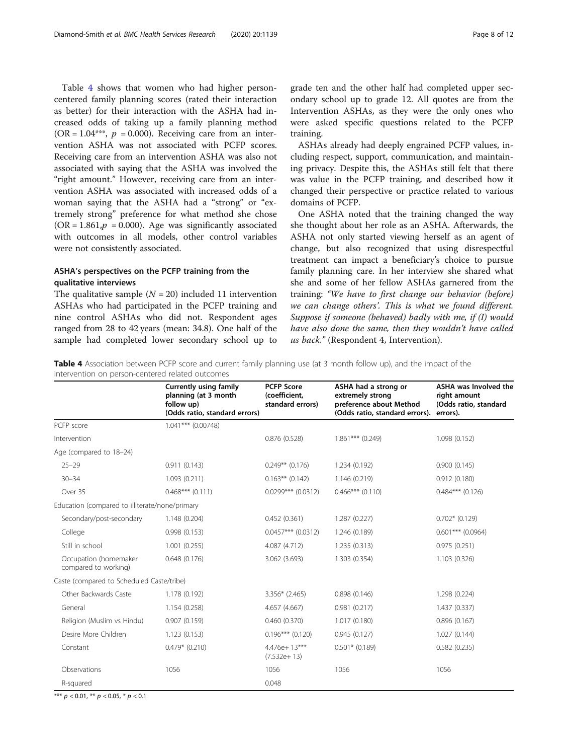Table 4 shows that women who had higher person-centered family planning scores (rated their interaction as better) for their interaction with the ASHA had increased odds of taking up a family planning method (OR = 1.04***, $p = 0.000$). Receiving care from an intervention ASHA was not associated with PCFP scores. Receiving care from an intervention ASHA was also not associated with saying that the ASHA was involved the "right amount." However, receiving care from an intervention ASHA was associated with increased odds of a woman saying that the ASHA had a "strong" or "extremely strong" preference for what method she chose (OR = 1.861, $p = 0.000$). Age was significantly associated with outcomes in all models, other control variables were not consistently associated.

## ASHA's perspectives on the PCFP training from the qualitative interviews

The qualitative sample ($N = 20$) included 11 intervention ASHAs who had participated in the PCFP training and nine control ASHAs who did not. Respondent ages ranged from 28 to 42 years (mean: 34.8). One half of the sample had completed lower secondary school up to grade ten and the other half had completed upper secondary school up to grade 12. All quotes are from the Intervention ASHAs, as they were the only ones who were asked specific questions related to the PCFP training.

ASHAs already had deeply engrained PCFP values, including respect, support, communication, and maintaining privacy. Despite this, the ASHAs still felt that there was value in the PCFP training, and described how it changed their perspective or practice related to various domains of PCFP.

One ASHA noted that the training changed the way she thought about her role as an ASHA. Afterwards, the ASHA not only started viewing herself as an agent of change, but also recognized that using disrespectful treatment can impact a beneficiary's choice to pursue family planning care. In her interview she shared what she and some of her fellow ASHAs garnered from the training: *"We have to first change our behavior (before) we can change others'. This is what we found different. Suppose if someone (behaved) badly with me, if (I) would have also done the same, then they wouldn't have called us back."* (Respondent 4, Intervention).

**Table 4** Association between PCFP score and current family planning use (at 3 month follow up), and the impact of the intervention on person-centered related outcomes

| | Currently using family planning (at 3 month follow up) (Odds ratio, standard errors) | PCFP Score (coefficient, standard errors) | ASHA had a strong or extremely strong preference about Method (Odds ratio, standard errors). | ASHA was Involved the right amount (Odds ratio, standard errors). |
|---|---|---|---|---|
| PCFP score | 1.041*** (0.00748) | | | |
| Intervention | | 0.876 (0.528) | 1.861*** (0.249) | 1.098 (0.152) |
| Age (compared to 18–24) | | | | |
| 25–29 | 0.911 (0.143) | 0.249** (0.176) | 1.234 (0.192) | 0.900 (0.145) |
| 30–34 | 1.093 (0.211) | 0.163** (0.142) | 1.146 (0.219) | 0.912 (0.180) |
| Over 35 | 0.468*** (0.111) | 0.0299*** (0.0312) | 0.466*** (0.110) | 0.484*** (0.126) |
| Education (compared to illiterate/none/primary | | | | |
| Secondary/post-secondary | 1.148 (0.204) | 0.452 (0.361) | 1.287 (0.227) | 0.702* (0.129) |
| College | 0.998 (0.153) | 0.0457*** (0.0312) | 1.246 (0.189) | 0.601*** (0.0964) |
| Still in school | 1.001 (0.255) | 4.087 (4.712) | 1.235 (0.313) | 0.975 (0.251) |
| Occupation (homemaker compared to working) | 0.648 (0.176) | 3.062 (3.693) | 1.303 (0.354) | 1.103 (0.326) |
| Caste (compared to Scheduled Caste/tribe) | | | | |
| Other Backwards Caste | 1.178 (0.192) | 3.356* (2.465) | 0.898 (0.146) | 1.298 (0.224) |
| General | 1.154 (0.258) | 4.657 (4.667) | 0.981 (0.217) | 1.437 (0.337) |
| Religion (Muslim vs Hindu) | 0.907 (0.159) | 0.460 (0.370) | 1.017 (0.180) | 0.896 (0.167) |
| Desire More Children | 1.123 (0.153) | 0.196*** (0.120) | 0.945 (0.127) | 1.027 (0.144) |
| Constant | 0.479* (0.210) | 4.476e+13*** (7.532e+13) | 0.501* (0.189) | 0.582 (0.235) |
| Observations | 1056 | 1056 | 1056 | 1056 |
| R-squared | | 0.048 | | |

*** $p < 0.01$, ** $p < 0.05$, * $p < 0.1$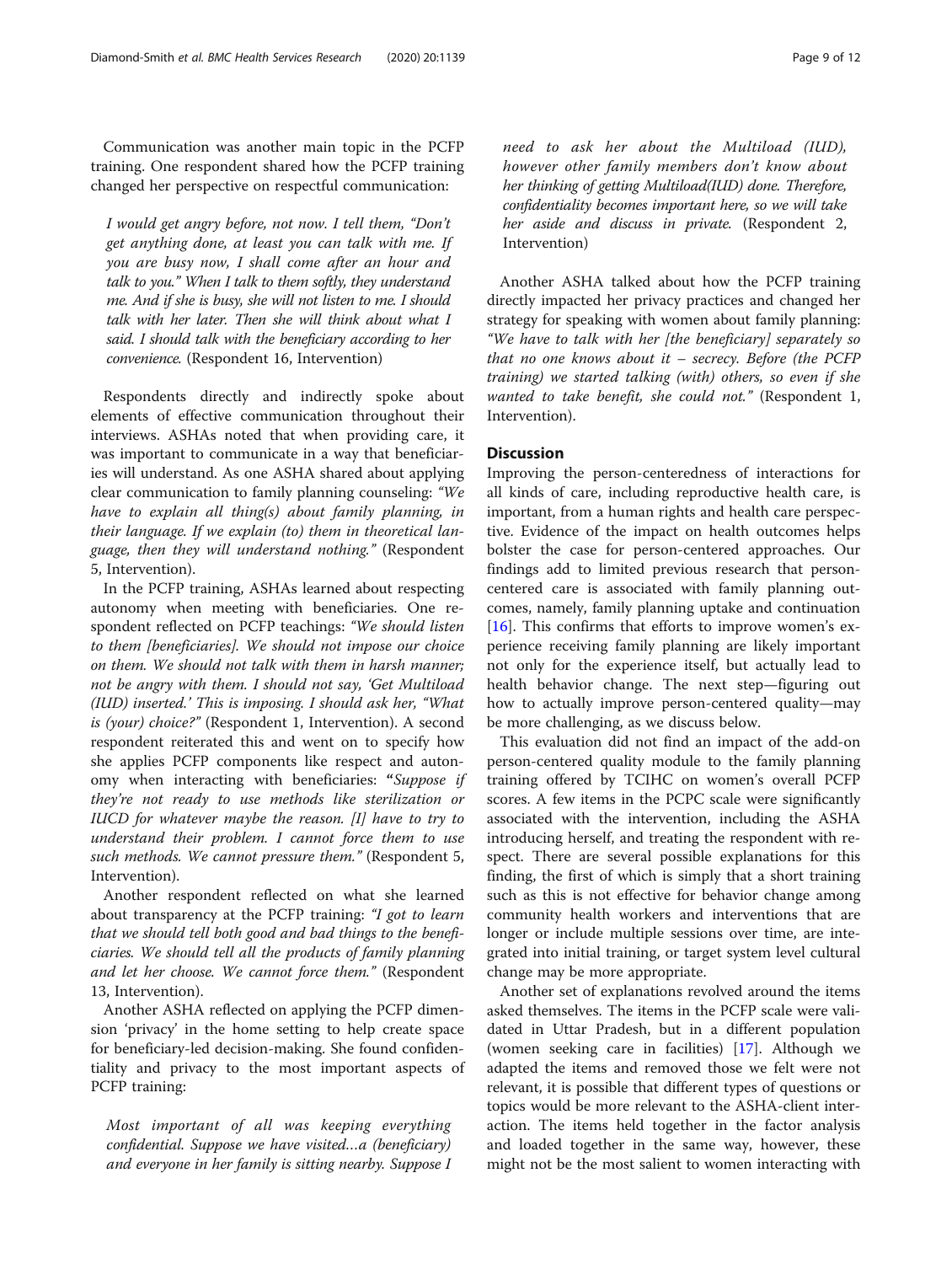Communication was another main topic in the PCFP training. One respondent shared how the PCFP training changed her perspective on respectful communication:

> *I would get angry before, not now. I tell them, "Don't get anything done, at least you can talk with me. If you are busy now, I shall come after an hour and talk to you." When I talk to them softly, they understand me. And if she is busy, she will not listen to me. I should talk with her later. Then she will think about what I said. I should talk with the beneficiary according to her convenience.* (Respondent 16, Intervention)

Respondents directly and indirectly spoke about elements of effective communication throughout their interviews. ASHAs noted that when providing care, it was important to communicate in a way that beneficiaries will understand. As one ASHA shared about applying clear communication to family planning counseling: *"We have to explain all thing(s) about family planning, in their language. If we explain (to) them in theoretical language, then they will understand nothing."* (Respondent 5, Intervention).

In the PCFP training, ASHAs learned about respecting autonomy when meeting with beneficiaries. One respondent reflected on PCFP teachings: *"We should listen to them [beneficiaries]. We should not impose our choice on them. We should not talk with them in harsh manner; not be angry with them. I should not say, 'Get Multiload (IUD) inserted.' This is imposing. I should ask her, "What is (your) choice?"* (Respondent 1, Intervention). A second respondent reiterated this and went on to specify how she applies PCFP components like respect and autonomy when interacting with beneficiaries: **"***Suppose if they're not ready to use methods like sterilization or IUCD for whatever maybe the reason. [I] have to try to understand their problem. I cannot force them to use such methods. We cannot pressure them."* (Respondent 5, Intervention).

Another respondent reflected on what she learned about transparency at the PCFP training: *"I got to learn that we should tell both good and bad things to the beneficiaries. We should tell all the products of family planning and let her choose. We cannot force them."* (Respondent 13, Intervention).

Another ASHA reflected on applying the PCFP dimension 'privacy' in the home setting to help create space for beneficiary-led decision-making. She found confidentiality and privacy to the most important aspects of PCFP training:

> *Most important of all was keeping everything confidential. Suppose we have visited…a (beneficiary) and everyone in her family is sitting nearby. Suppose I need to ask her about the Multiload (IUD), however other family members don't know about her thinking of getting Multiload(IUD) done. Therefore, confidentiality becomes important here, so we will take her aside and discuss in private.* (Respondent 2, Intervention)

Another ASHA talked about how the PCFP training directly impacted her privacy practices and changed her strategy for speaking with women about family planning: *"We have to talk with her [the beneficiary] separately so that no one knows about it – secrecy. Before (the PCFP training) we started talking (with) others, so even if she wanted to take benefit, she could not."* (Respondent 1, Intervention).

## Discussion

Improving the person-centeredness of interactions for all kinds of care, including reproductive health care, is important, from a human rights and health care perspective. Evidence of the impact on health outcomes helps bolster the case for person-centered approaches. Our findings add to limited previous research that person-centered care is associated with family planning outcomes, namely, family planning uptake and continuation [16]. This confirms that efforts to improve women's experience receiving family planning are likely important not only for the experience itself, but actually lead to health behavior change. The next step—figuring out how to actually improve person-centered quality—may be more challenging, as we discuss below.

This evaluation did not find an impact of the add-on person-centered quality module to the family planning training offered by TCIHC on women's overall PCFP scores. A few items in the PCPC scale were significantly associated with the intervention, including the ASHA introducing herself, and treating the respondent with respect. There are several possible explanations for this finding, the first of which is simply that a short training such as this is not effective for behavior change among community health workers and interventions that are longer or include multiple sessions over time, are integrated into initial training, or target system level cultural change may be more appropriate.

Another set of explanations revolved around the items asked themselves. The items in the PCFP scale were validated in Uttar Pradesh, but in a different population (women seeking care in facilities) [17]. Although we adapted the items and removed those we felt were not relevant, it is possible that different types of questions or topics would be more relevant to the ASHA-client interaction. The items held together in the factor analysis and loaded together in the same way, however, these might not be the most salient to women interacting with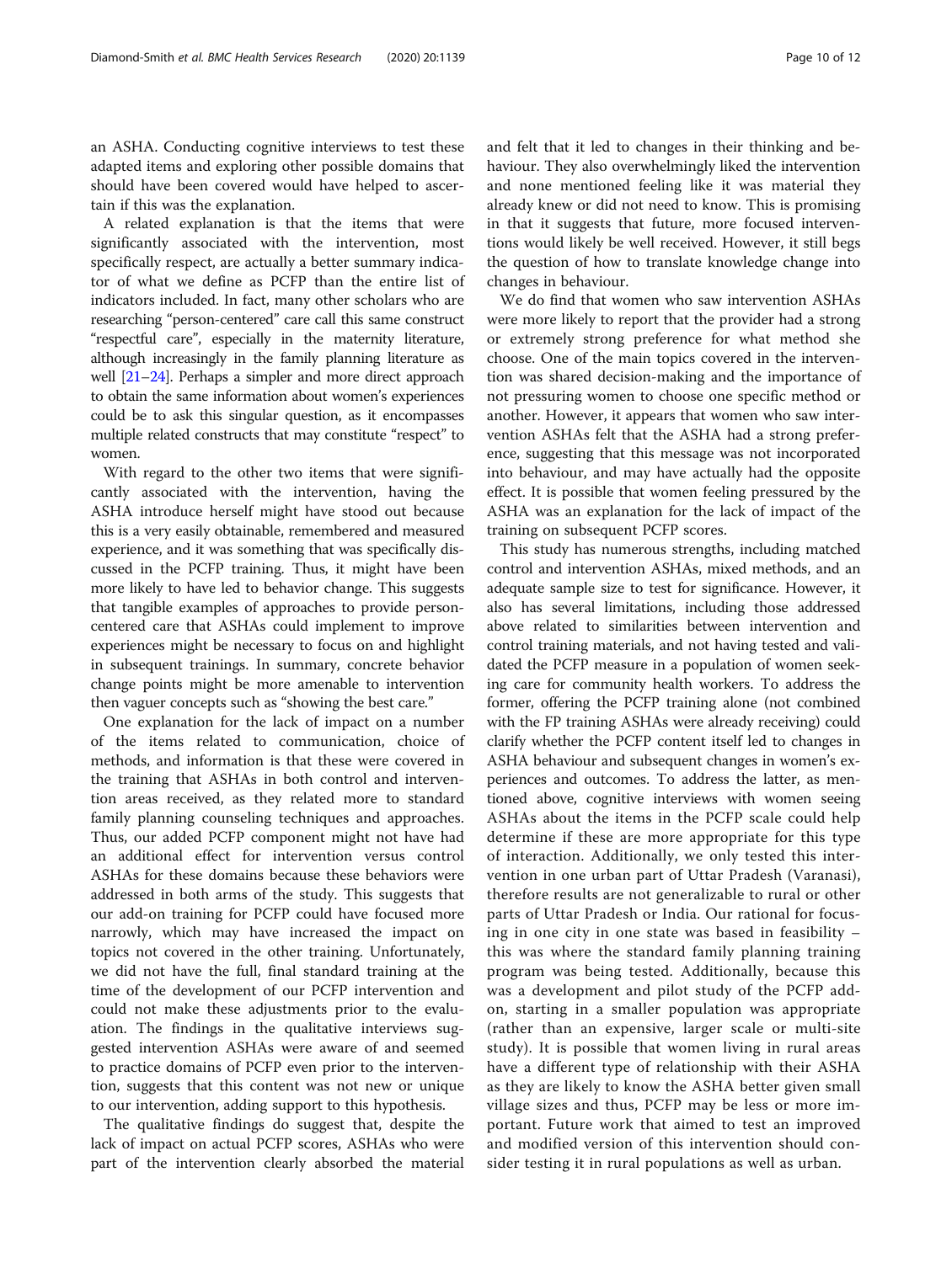an ASHA. Conducting cognitive interviews to test these adapted items and exploring other possible domains that should have been covered would have helped to ascertain if this was the explanation.

A related explanation is that the items that were significantly associated with the intervention, most specifically respect, are actually a better summary indicator of what we define as PCFP than the entire list of indicators included. In fact, many other scholars who are researching "person-centered" care call this same construct "respectful care", especially in the maternity literature, although increasingly in the family planning literature as well [21–24]. Perhaps a simpler and more direct approach to obtain the same information about women's experiences could be to ask this singular question, as it encompasses multiple related constructs that may constitute "respect" to women.

With regard to the other two items that were significantly associated with the intervention, having the ASHA introduce herself might have stood out because this is a very easily obtainable, remembered and measured experience, and it was something that was specifically discussed in the PCFP training. Thus, it might have been more likely to have led to behavior change. This suggests that tangible examples of approaches to provide person-centered care that ASHAs could implement to improve experiences might be necessary to focus on and highlight in subsequent trainings. In summary, concrete behavior change points might be more amenable to intervention then vaguer concepts such as "showing the best care."

One explanation for the lack of impact on a number of the items related to communication, choice of methods, and information is that these were covered in the training that ASHAs in both control and intervention areas received, as they related more to standard family planning counseling techniques and approaches. Thus, our added PCFP component might not have had an additional effect for intervention versus control ASHAs for these domains because these behaviors were addressed in both arms of the study. This suggests that our add-on training for PCFP could have focused more narrowly, which may have increased the impact on topics not covered in the other training. Unfortunately, we did not have the full, final standard training at the time of the development of our PCFP intervention and could not make these adjustments prior to the evaluation. The findings in the qualitative interviews suggested intervention ASHAs were aware of and seemed to practice domains of PCFP even prior to the intervention, suggests that this content was not new or unique to our intervention, adding support to this hypothesis.

The qualitative findings do suggest that, despite the lack of impact on actual PCFP scores, ASHAs who were part of the intervention clearly absorbed the material and felt that it led to changes in their thinking and behaviour. They also overwhelmingly liked the intervention and none mentioned feeling like it was material they already knew or did not need to know. This is promising in that it suggests that future, more focused interventions would likely be well received. However, it still begs the question of how to translate knowledge change into changes in behaviour.

We do find that women who saw intervention ASHAs were more likely to report that the provider had a strong or extremely strong preference for what method she choose. One of the main topics covered in the intervention was shared decision-making and the importance of not pressuring women to choose one specific method or another. However, it appears that women who saw intervention ASHAs felt that the ASHA had a strong preference, suggesting that this message was not incorporated into behaviour, and may have actually had the opposite effect. It is possible that women feeling pressured by the ASHA was an explanation for the lack of impact of the training on subsequent PCFP scores.

This study has numerous strengths, including matched control and intervention ASHAs, mixed methods, and an adequate sample size to test for significance. However, it also has several limitations, including those addressed above related to similarities between intervention and control training materials, and not having tested and validated the PCFP measure in a population of women seeking care for community health workers. To address the former, offering the PCFP training alone (not combined with the FP training ASHAs were already receiving) could clarify whether the PCFP content itself led to changes in ASHA behaviour and subsequent changes in women's experiences and outcomes. To address the latter, as mentioned above, cognitive interviews with women seeing ASHAs about the items in the PCFP scale could help determine if these are more appropriate for this type of interaction. Additionally, we only tested this intervention in one urban part of Uttar Pradesh (Varanasi), therefore results are not generalizable to rural or other parts of Uttar Pradesh or India. Our rational for focusing in one city in one state was based in feasibility – this was where the standard family planning training program was being tested. Additionally, because this was a development and pilot study of the PCFP add-on, starting in a smaller population was appropriate (rather than an expensive, larger scale or multi-site study). It is possible that women living in rural areas have a different type of relationship with their ASHA as they are likely to know the ASHA better given small village sizes and thus, PCFP may be less or more important. Future work that aimed to test an improved and modified version of this intervention should consider testing it in rural populations as well as urban.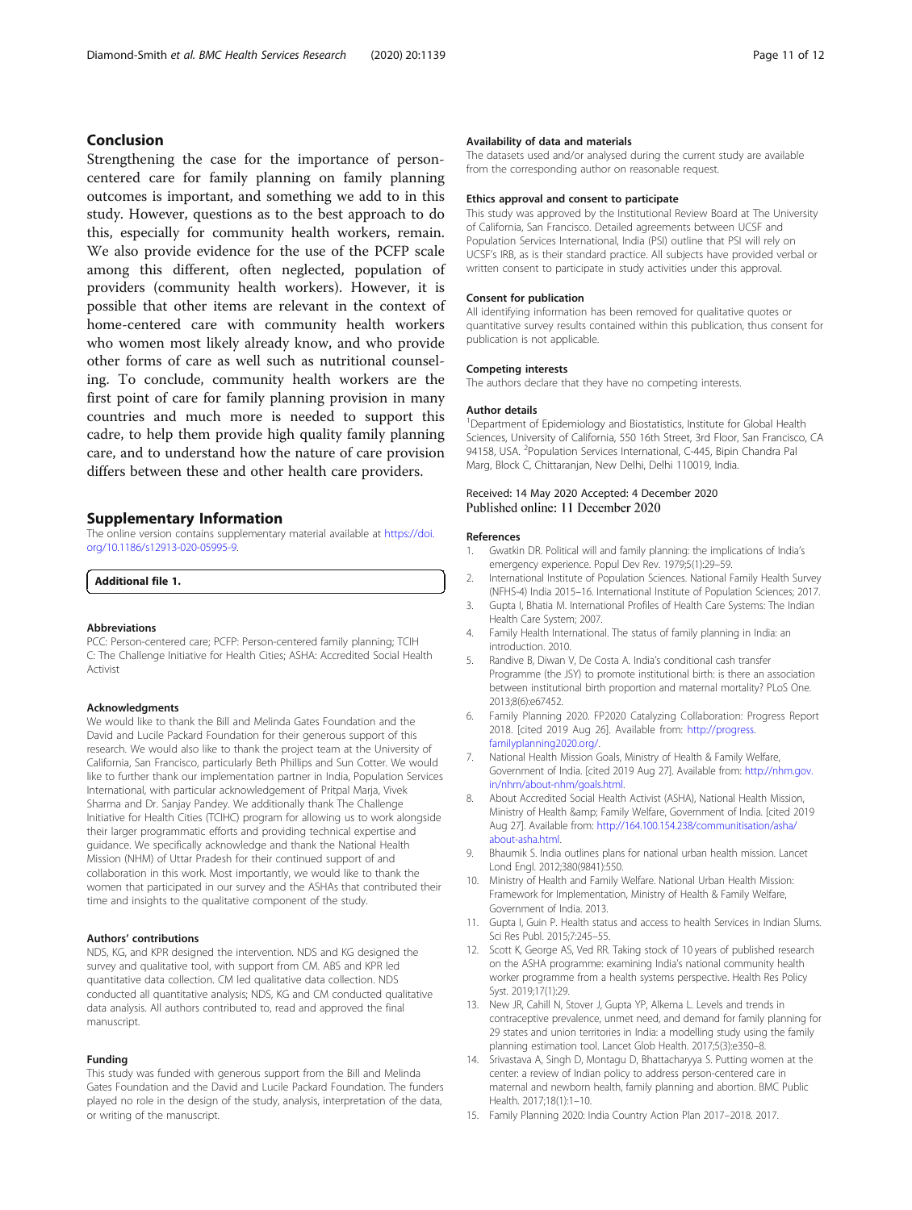## Conclusion

Strengthening the case for the importance of person-centered care for family planning on family planning outcomes is important, and something we add to in this study. However, questions as to the best approach to do this, especially for community health workers, remain. We also provide evidence for the use of the PCFP scale among this different, often neglected, population of providers (community health workers). However, it is possible that other items are relevant in the context of home-centered care with community health workers who women most likely already know, and who provide other forms of care as well such as nutritional counseling. To conclude, community health workers are the first point of care for family planning provision in many countries and much more is needed to support this cadre, to help them provide high quality family planning care, and to understand how the nature of care provision differs between these and other health care providers.

## Supplementary Information

The online version contains supplementary material available at https://doi.org/10.1186/s12913-020-05995-9.

**Additional file 1.**

### Abbreviations

PCC: Person-centered care; PCFP: Person-centered family planning; TCIHC: The Challenge Initiative for Health Cities; ASHA: Accredited Social Health Activist

### Acknowledgments

We would like to thank the Bill and Melinda Gates Foundation and the David and Lucile Packard Foundation for their generous support of this research. We would also like to thank the project team at the University of California, San Francisco, particularly Beth Phillips and Sun Cotter. We would like to further thank our implementation partner in India, Population Services International, with particular acknowledgement of Pritpal Marja, Vivek Sharma and Dr. Sanjay Pandey. We additionally thank The Challenge Initiative for Health Cities (TCIHC) program for allowing us to work alongside their larger programmatic efforts and providing technical expertise and guidance. We specifically acknowledge and thank the National Health Mission (NHM) of Uttar Pradesh for their continued support of and collaboration in this work. Most importantly, we would like to thank the women that participated in our survey and the ASHAs that contributed their time and insights to the qualitative component of the study.

### Authors' contributions

NDS, KG, and KPR designed the intervention. NDS and KG designed the survey and qualitative tool, with support from CM. ABS and KPR led quantitative data collection. CM led qualitative data collection. NDS conducted all quantitative analysis; NDS, KG and CM conducted qualitative data analysis. All authors contributed to, read and approved the final manuscript.

### Funding

This study was funded with generous support from the Bill and Melinda Gates Foundation and the David and Lucile Packard Foundation. The funders played no role in the design of the study, analysis, interpretation of the data, or writing of the manuscript.

### Availability of data and materials

The datasets used and/or analysed during the current study are available from the corresponding author on reasonable request.

### Ethics approval and consent to participate

This study was approved by the Institutional Review Board at The University of California, San Francisco. Detailed agreements between UCSF and Population Services International, India (PSI) outline that PSI will rely on UCSF's IRB, as is their standard practice. All subjects have provided verbal or written consent to participate in study activities under this approval.

### Consent for publication

All identifying information has been removed for qualitative quotes or quantitative survey results contained within this publication, thus consent for publication is not applicable.

### Competing interests

The authors declare that they have no competing interests.

### Author details

[1]Department of Epidemiology and Biostatistics, Institute for Global Health Sciences, University of California, 550 16th Street, 3rd Floor, San Francisco, CA 94158, USA. [2]Population Services International, C-445, Bipin Chandra Pal Marg, Block C, Chittaranjan, New Delhi, Delhi 110019, India.

Received: 14 May 2020 Accepted: 4 December 2020
Published online: 11 December 2020

### References

1. Gwatkin DR. Political will and family planning: the implications of India's emergency experience. Popul Dev Rev. 1979;5(1):29–59.
2. International Institute of Population Sciences. National Family Health Survey (NFHS-4) India 2015–16. International Institute of Population Sciences; 2017.
3. Gupta I, Bhatia M. International Profiles of Health Care Systems: The Indian Health Care System; 2007.
4. Family Health International. The status of family planning in India: an introduction. 2010.
5. Randive B, Diwan V, De Costa A. India's conditional cash transfer Programme (the JSY) to promote institutional birth: is there an association between institutional birth proportion and maternal mortality? PLoS One. 2013;8(6):e67452.
6. Family Planning 2020. FP2020 Catalyzing Collaboration: Progress Report 2018. [cited 2019 Aug 26]. Available from: http://progress.familyplanning2020.org/.
7. National Health Mission Goals, Ministry of Health & Family Welfare, Government of India. [cited 2019 Aug 27]. Available from: http://nhm.gov.in/nhm/about-nhm/goals.html.
8. About Accredited Social Health Activist (ASHA), National Health Mission, Ministry of Health &amp; Family Welfare, Government of India. [cited 2019 Aug 27]. Available from: http://164.100.154.238/communitisation/asha/about-asha.html.
9. Bhaumik S. India outlines plans for national urban health mission. Lancet Lond Engl. 2012;380(9841):550.
10. Ministry of Health and Family Welfare. National Urban Health Mission: Framework for Implementation, Ministry of Health & Family Welfare, Government of India. 2013.
11. Gupta I, Guin P. Health status and access to health Services in Indian Slums. Sci Res Publ. 2015;7:245–55.
12. Scott K, George AS, Ved RR. Taking stock of 10 years of published research on the ASHA programme: examining India's national community health worker programme from a health systems perspective. Health Res Policy Syst. 2019;17(1):29.
13. New JR, Cahill N, Stover J, Gupta YP, Alkema L. Levels and trends in contraceptive prevalence, unmet need, and demand for family planning for 29 states and union territories in India: a modelling study using the family planning estimation tool. Lancet Glob Health. 2017;5(3):e350–8.
14. Srivastava A, Singh D, Montagu D, Bhattacharyya S. Putting women at the center: a review of Indian policy to address person-centered care in maternal and newborn health, family planning and abortion. BMC Public Health. 2017;18(1):1–10.
15. Family Planning 2020: India Country Action Plan 2017–2018. 2017.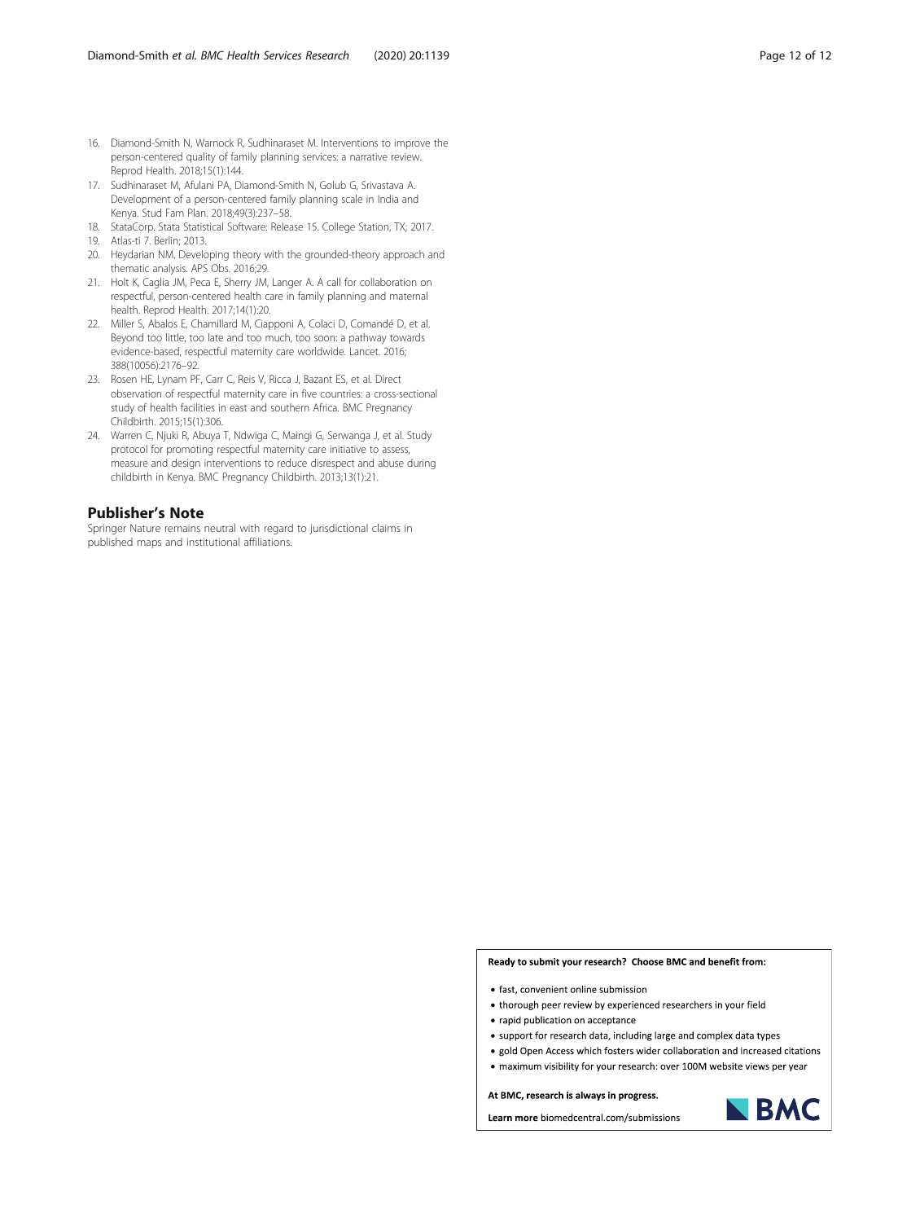16. Diamond-Smith N, Warnock R, Sudhinaraset M. Interventions to improve the person-centered quality of family planning services: a narrative review. Reprod Health. 2018;15(1):144.
17. Sudhinaraset M, Afulani PA, Diamond-Smith N, Golub G, Srivastava A. Development of a person-centered family planning scale in India and Kenya. Stud Fam Plan. 2018;49(3):237–58.
18. StataCorp. Stata Statistical Software: Release 15. College Station, TX; 2017.
19. Atlas-ti 7. Berlin; 2013.
20. Heydarian NM. Developing theory with the grounded-theory approach and thematic analysis. APS Obs. 2016;29.
21. Holt K, Caglia JM, Peca E, Sherry JM, Langer A. A call for collaboration on respectful, person-centered health care in family planning and maternal health. Reprod Health. 2017;14(1):20.
22. Miller S, Abalos E, Chamillard M, Ciapponi A, Colaci D, Comandé D, et al. Beyond too little, too late and too much, too soon: a pathway towards evidence-based, respectful maternity care worldwide. Lancet. 2016; 388(10056):2176–92.
23. Rosen HE, Lynam PF, Carr C, Reis V, Ricca J, Bazant ES, et al. Direct observation of respectful maternity care in five countries: a cross-sectional study of health facilities in east and southern Africa. BMC Pregnancy Childbirth. 2015;15(1):306.
24. Warren C, Njuki R, Abuya T, Ndwiga C, Maingi G, Serwanga J, et al. Study protocol for promoting respectful maternity care initiative to assess, measure and design interventions to reduce disrespect and abuse during childbirth in Kenya. BMC Pregnancy Childbirth. 2013;13(1):21.

## Publisher's Note

Springer Nature remains neutral with regard to jurisdictional claims in published maps and institutional affiliations.

**Ready to submit your research? Choose BMC and benefit from:**

- fast, convenient online submission
- thorough peer review by experienced researchers in your field
- rapid publication on acceptance
- support for research data, including large and complex data types
- gold Open Access which fosters wider collaboration and increased citations
- maximum visibility for your research: over 100M website views per year

**At BMC, research is always in progress.**

**Learn more** biomedcentral.com/submissions